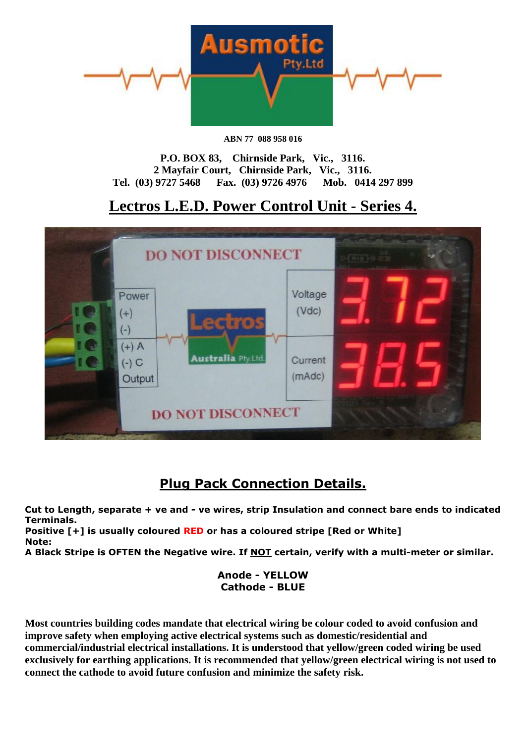ABN 77 088 958 016

**P.O. BOX 83, Chirnside Park, Vic., 3116.**
**2 Mayfair Court, Chirnside Park, Vic., 3116.**
**Tel. (03) 9727 5468 Fax. (03) 9726 4976 Mob. 0414 297 899**

# Lectros L.E.D. Power Control Unit - Series 4.

## Plug Pack Connection Details.

**Cut to Length, separate + ve and - ve wires, strip Insulation and connect bare ends to indicated Terminals.**
**Positive [+] is usually coloured RED or has a coloured stripe [Red or White]**
**Note:**
**A Black Stripe is OFTEN the Negative wire. If NOT certain, verify with a multi-meter or similar.**

**Anode - YELLOW**
**Cathode - BLUE**

**Most countries building codes mandate that electrical wiring be colour coded to avoid confusion and improve safety when employing active electrical systems such as domestic/residential and commercial/industrial electrical installations. It is understood that yellow/green coded wiring be used exclusively for earthing applications. It is recommended that yellow/green electrical wiring is not used to connect the cathode to avoid future confusion and minimize the safety risk.**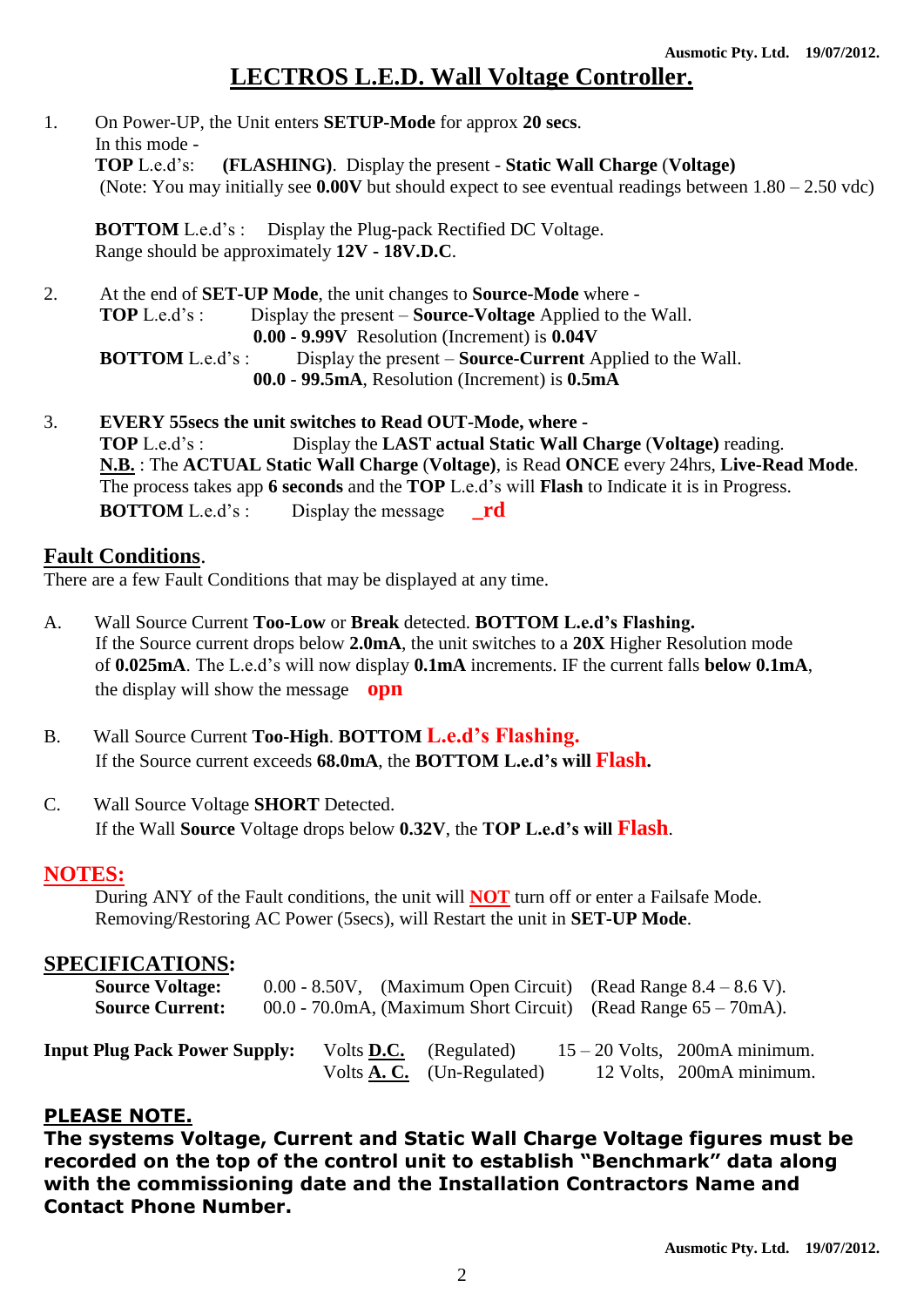# LECTROS L.E.D. Wall Voltage Controller.

1. On Power-UP, the Unit enters **SETUP-Mode** for approx **20 secs**.
   In this mode -
   **TOP** L.e.d's: **(FLASHING)**. Display the present - **Static Wall Charge** (**Voltage)**
   (Note: You may initially see **0.00V** but should expect to see eventual readings between 1.80 – 2.50 vdc)

   **BOTTOM** L.e.d's : Display the Plug-pack Rectified DC Voltage.
   Range should be approximately **12V - 18V.D.C**.

2. At the end of **SET-UP Mode**, the unit changes to **Source-Mode** where -
   **TOP** L.e.d's : Display the present – **Source-Voltage** Applied to the Wall.
   **0.00 - 9.99V** Resolution (Increment) is **0.04V**
   **BOTTOM** L.e.d's : Display the present – **Source-Current** Applied to the Wall.
   **00.0 - 99.5mA**, Resolution (Increment) is **0.5mA**

3. **EVERY 55secs the unit switches to Read OUT-Mode, where -**
   **TOP** L.e.d's : Display the **LAST actual Static Wall Charge** (**Voltage)** reading.
   **N.B.** : The **ACTUAL Static Wall Charge** (**Voltage)**, is Read **ONCE** every 24hrs, **Live-Read Mode**.
   The process takes app **6 seconds** and the **TOP** L.e.d's will **Flash** to Indicate it is in Progress.
   **BOTTOM** L.e.d's : Display the message **_rd**

## Fault Conditions.

There are a few Fault Conditions that may be displayed at any time.

A. Wall Source Current **Too-Low** or **Break** detected. **BOTTOM L.e.d's Flashing.**
   If the Source current drops below **2.0mA**, the unit switches to a **20X** Higher Resolution mode of **0.025mA**. The L.e.d's will now display **0.1mA** increments. IF the current falls **below 0.1mA**, the display will show the message **opn**

B. Wall Source Current **Too-High**. **BOTTOM L.e.d's Flashing.**
   If the Source current exceeds **68.0mA**, the **BOTTOM L.e.d's will Flash.**

C. Wall Source Voltage **SHORT** Detected.
   If the Wall **Source** Voltage drops below **0.32V**, the **TOP L.e.d's will Flash**.

## NOTES:

During ANY of the Fault conditions, the unit will **NOT** turn off or enter a Failsafe Mode.
Removing/Restoring AC Power (5secs), will Restart the unit in **SET-UP Mode**.

## SPECIFICATIONS:

**Source Voltage:** 0.00 - 8.50V, (Maximum Open Circuit) (Read Range 8.4 – 8.6 V).
**Source Current:** 00.0 - 70.0mA, (Maximum Short Circuit) (Read Range 65 – 70mA).

| **Input Plug Pack Power Supply:** | Volts **D.C.** | (Regulated) | 15 – 20 Volts, | 200mA minimum. |
|---|---|---|---|---|
| | Volts **A. C.** | (Un-Regulated) | 12 Volts, | 200mA minimum. |

## PLEASE NOTE.

**The systems Voltage, Current and Static Wall Charge Voltage figures must be recorded on the top of the control unit to establish "Benchmark" data along with the commissioning date and the Installation Contractors Name and Contact Phone Number.**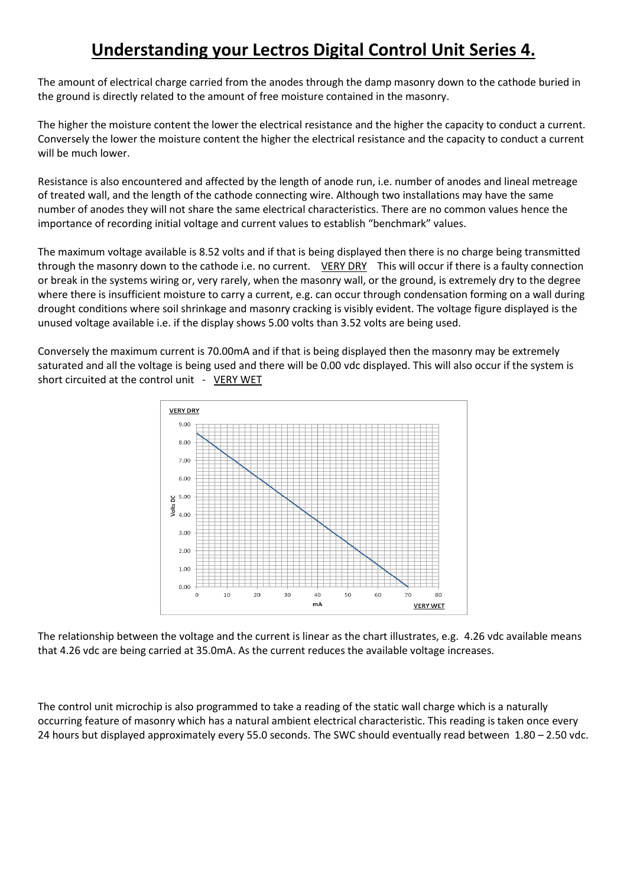# Understanding your Lectros Digital Control Unit Series 4.

The amount of electrical charge carried from the anodes through the damp masonry down to the cathode buried in the ground is directly related to the amount of free moisture contained in the masonry.

The higher the moisture content the lower the electrical resistance and the higher the capacity to conduct a current. Conversely the lower the moisture content the higher the electrical resistance and the capacity to conduct a current will be much lower.

Resistance is also encountered and affected by the length of anode run, i.e. number of anodes and lineal metreage of treated wall, and the length of the cathode connecting wire. Although two installations may have the same number of anodes they will not share the same electrical characteristics. There are no common values hence the importance of recording initial voltage and current values to establish "benchmark" values.

The maximum voltage available is 8.52 volts and if that is being displayed then there is no charge being transmitted through the masonry down to the cathode i.e. no current. VERY DRY This will occur if there is a faulty connection or break in the systems wiring or, very rarely, when the masonry wall, or the ground, is extremely dry to the degree where there is insufficient moisture to carry a current, e.g. can occur through condensation forming on a wall during drought conditions where soil shrinkage and masonry cracking is visibly evident. The voltage figure displayed is the unused voltage available i.e. if the display shows 5.00 volts than 3.52 volts are being used.

Conversely the maximum current is 70.00mA and if that is being displayed then the masonry may be extremely saturated and all the voltage is being used and there will be 0.00 vdc displayed. This will also occur if the system is short circuited at the control unit - VERY WET

The relationship between the voltage and the current is linear as the chart illustrates, e.g. 4.26 vdc available means that 4.26 vdc are being carried at 35.0mA. As the current reduces the available voltage increases.

The control unit microchip is also programmed to take a reading of the static wall charge which is a naturally occurring feature of masonry which has a natural ambient electrical characteristic. This reading is taken once every 24 hours but displayed approximately every 55.0 seconds. The SWC should eventually read between 1.80 – 2.50 vdc.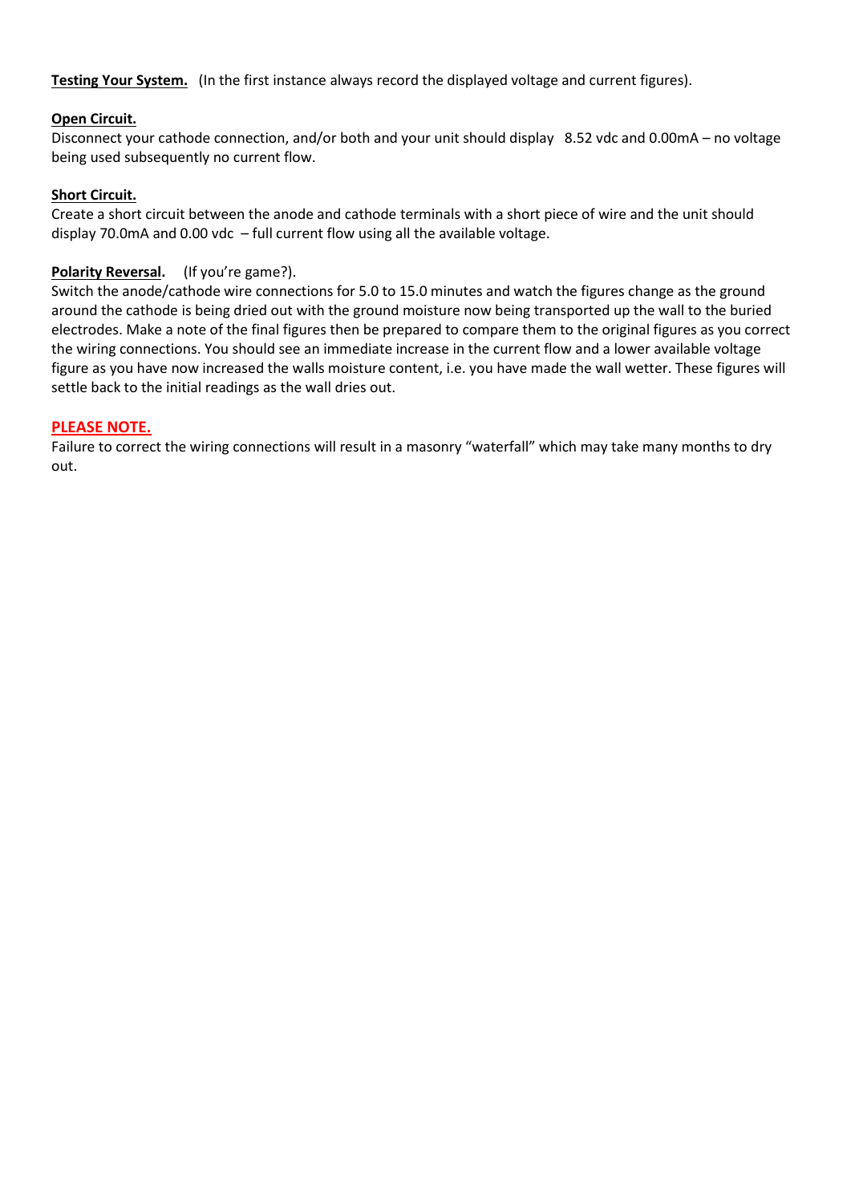**Testing Your System.** (In the first instance always record the displayed voltage and current figures).

**Open Circuit.**
Disconnect your cathode connection, and/or both and your unit should display 8.52 vdc and 0.00mA – no voltage being used subsequently no current flow.

**Short Circuit.**
Create a short circuit between the anode and cathode terminals with a short piece of wire and the unit should display 70.0mA and 0.00 vdc – full current flow using all the available voltage.

**Polarity Reversal.** (If you're game?).
Switch the anode/cathode wire connections for 5.0 to 15.0 minutes and watch the figures change as the ground around the cathode is being dried out with the ground moisture now being transported up the wall to the buried electrodes. Make a note of the final figures then be prepared to compare them to the original figures as you correct the wiring connections. You should see an immediate increase in the current flow and a lower available voltage figure as you have now increased the walls moisture content, i.e. you have made the wall wetter. These figures will settle back to the initial readings as the wall dries out.

**PLEASE NOTE.**
Failure to correct the wiring connections will result in a masonry "waterfall" which may take many months to dry out.